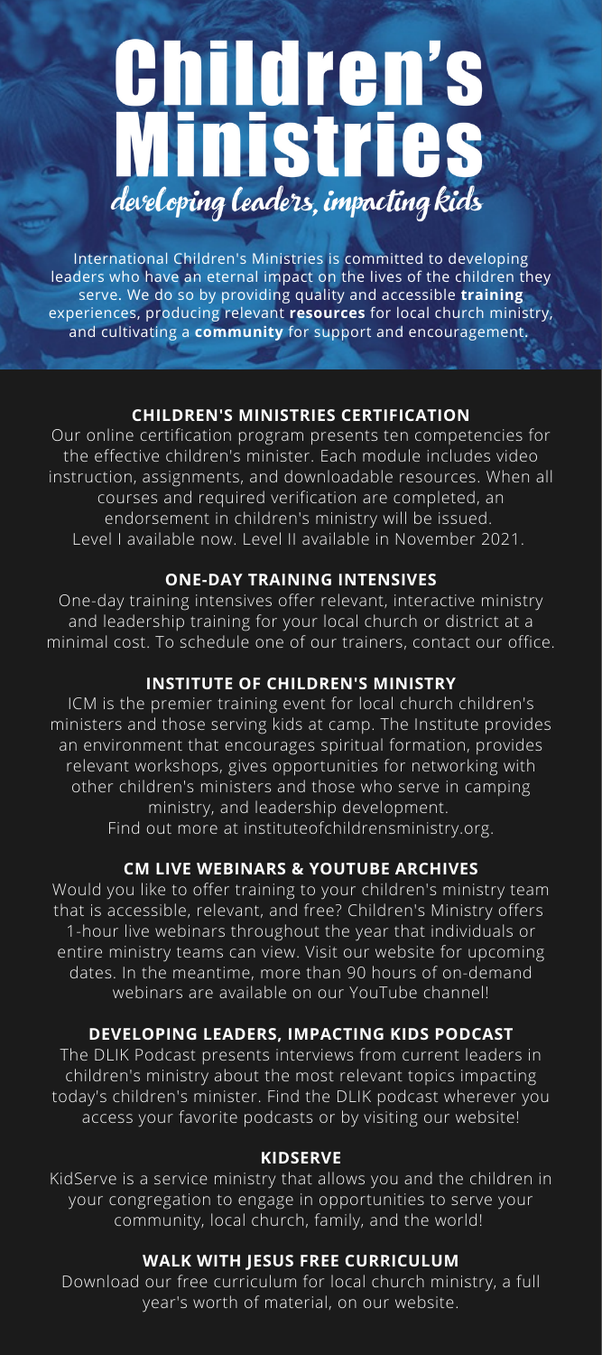# Children's Ministries

*developing leaders, impacting kids*

International Children's Ministries is committed to developing leaders who have an eternal impact on the lives of the children they serve. We do so by providing quality and accessible **training** experiences, producing relevant **resources** for local church ministry, and cultivating a **community** for support and encouragement.

## CHILDREN'S MINISTRIES CERTIFICATION

Our online certification program presents ten competencies for the effective children's minister. Each module includes video instruction, assignments, and downloadable resources. When all courses and required verification are completed, an endorsement in children's ministry will be issued.
Level I available now. Level II available in November 2021.

## ONE-DAY TRAINING INTENSIVES

One-day training intensives offer relevant, interactive ministry and leadership training for your local church or district at a minimal cost. To schedule one of our trainers, contact our office.

## INSTITUTE OF CHILDREN'S MINISTRY

ICM is the premier training event for local church children's ministers and those serving kids at camp. The Institute provides an environment that encourages spiritual formation, provides relevant workshops, gives opportunities for networking with other children's ministers and those who serve in camping ministry, and leadership development.
Find out more at instituteofchildrensministry.org.

## CM LIVE WEBINARS & YOUTUBE ARCHIVES

Would you like to offer training to your children's ministry team that is accessible, relevant, and free? Children's Ministry offers 1-hour live webinars throughout the year that individuals or entire ministry teams can view. Visit our website for upcoming dates. In the meantime, more than 90 hours of on-demand webinars are available on our YouTube channel!

## DEVELOPING LEADERS, IMPACTING KIDS PODCAST

The DLIK Podcast presents interviews from current leaders in children's ministry about the most relevant topics impacting today's children's minister. Find the DLIK podcast wherever you access your favorite podcasts or by visiting our website!

## KIDSERVE

KidServe is a service ministry that allows you and the children in your congregation to engage in opportunities to serve your community, local church, family, and the world!

## WALK WITH JESUS FREE CURRICULUM

Download our free curriculum for local church ministry, a full year's worth of material, on our website.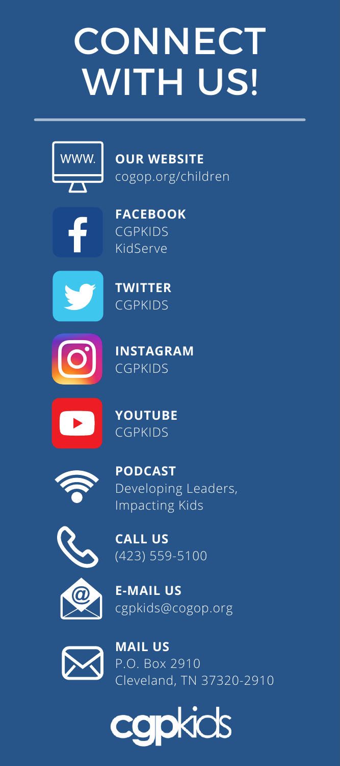# CONNECT WITH US!

**OUR WEBSITE**
cogop.org/children

**FACEBOOK**
CGPKIDS
KidServe

**TWITTER**
CGPKIDS

**INSTAGRAM**
CGPKIDS

**YOUTUBE**
CGPKIDS

**PODCAST**
Developing Leaders, Impacting Kids

**CALL US**
(423) 559-5100

**E-MAIL US**
cgpkids@cogop.org

**MAIL US**
P.O. Box 2910
Cleveland, TN 37320-2910

cgpkids